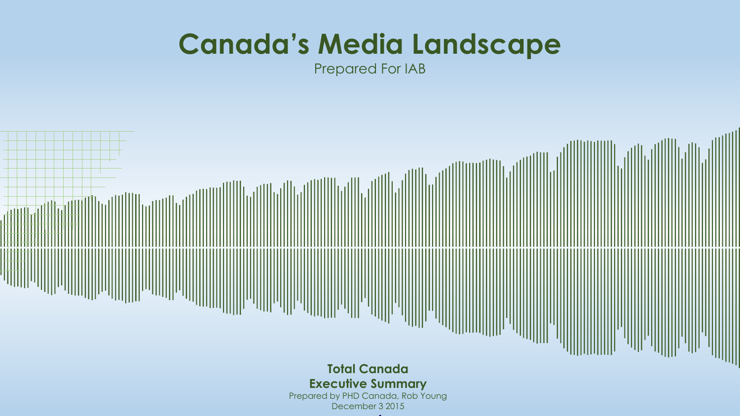# Canada's Media Landscape

Prepared For IAB

**Total Canada**

**Executive Summary**

Prepared by PHD Canada, Rob Young

December 3 2015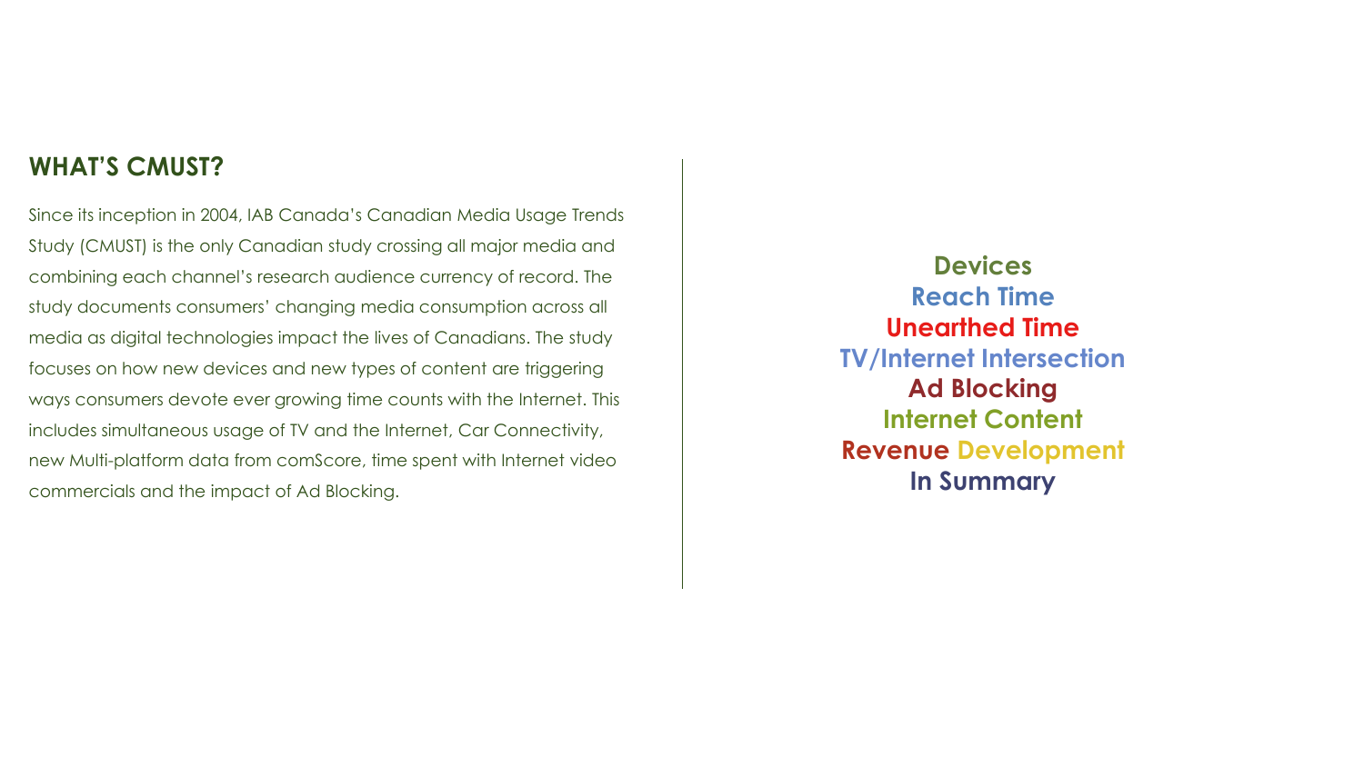## WHAT'S CMUST?

Since its inception in 2004, IAB Canada's Canadian Media Usage Trends Study (CMUST) is the only Canadian study crossing all major media and combining each channel's research audience currency of record. The study documents consumers' changing media consumption across all media as digital technologies impact the lives of Canadians. The study focuses on how new devices and new types of content are triggering ways consumers devote ever growing time counts with the Internet. This includes simultaneous usage of TV and the Internet, Car Connectivity, new Multi-platform data from comScore, time spent with Internet video commercials and the impact of Ad Blocking.

**Devices**
**Reach Time**
**Unearthed Time**
**TV/Internet Intersection**
**Ad Blocking**
**Internet Content**
**Revenue Development**
**In Summary**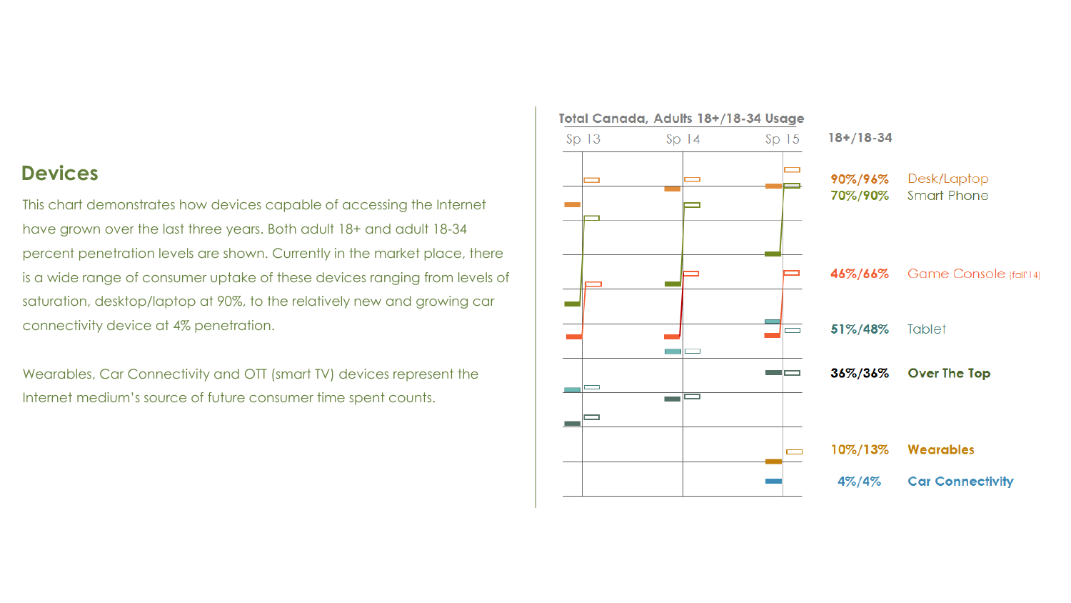## Devices

This chart demonstrates how devices capable of accessing the Internet have grown over the last three years. Both adult 18+ and adult 18-34 percent penetration levels are shown. Currently in the market place, there is a wide range of consumer uptake of these devices ranging from levels of saturation, desktop/laptop at 90%, to the relatively new and growing car connectivity device at 4% penetration.

Wearables, Car Connectivity and OTT (smart TV) devices represent the Internet medium's source of future consumer time spent counts.

**Total Canada, Adults 18+/18-34 Usage**

Sp 13 | Sp 14 | Sp 15

| 18+/18-34 | |
|---|---|
| 90%/96% | Desk/Laptop |
| 70%/90% | Smart Phone |
| 46%/66% | Game Console (fall'14) |
| 51%/48% | Tablet |
| 36%/36% | **Over The Top** |
| 10%/13% | **Wearables** |
| 4%/4% | **Car Connectivity** |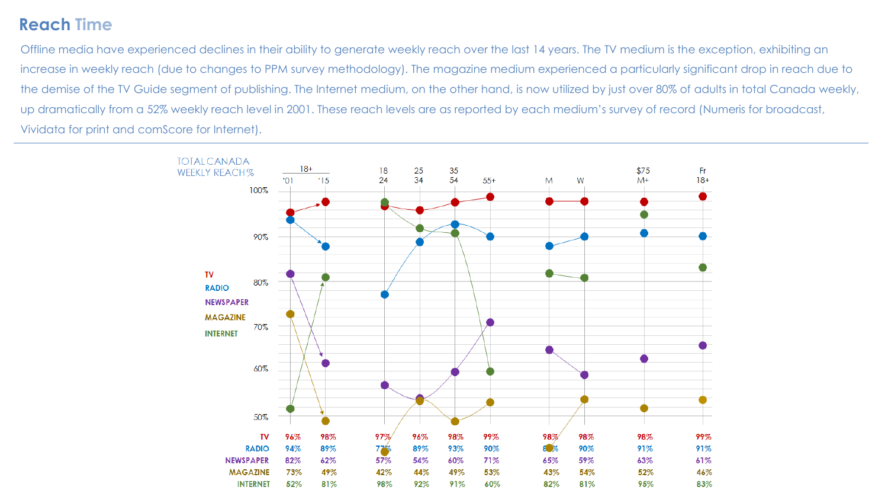# Reach Time

Offline media have experienced declines in their ability to generate weekly reach over the last 14 years. The TV medium is the exception, exhibiting an increase in weekly reach (due to changes to PPM survey methodology). The magazine medium experienced a particularly significant drop in reach due to the demise of the TV Guide segment of publishing. The Internet medium, on the other hand, is now utilized by just over 80% of adults in total Canada weekly, up dramatically from a 52% weekly reach level in 2001. These reach levels are as reported by each medium's survey of record (Numeris for broadcast, Vividata for print and comScore for Internet).

TOTAL CANADA WEEKLY REACH %

| | 18+ '01 | 18+ '15 | 18-24 | 25-34 | 35-54 | 55+ | M | W | $75 M+ | Fr 18+ |
|---|---|---|---|---|---|---|---|---|---|---|
| TV | 96% | 98% | 97% | 96% | 98% | 99% | 98% | 98% | 98% | 99% |
| RADIO | 94% | 89% | 77% | 89% | 93% | 90% | 88% | 90% | 91% | 91% |
| NEWSPAPER | 82% | 62% | 57% | 54% | 60% | 71% | 65% | 59% | 63% | 61% |
| MAGAZINE | 73% | 49% | 42% | 44% | 49% | 53% | 43% | 54% | 52% | 46% |
| INTERNET | 52% | 81% | 98% | 92% | 91% | 60% | 82% | 81% | 95% | 83% |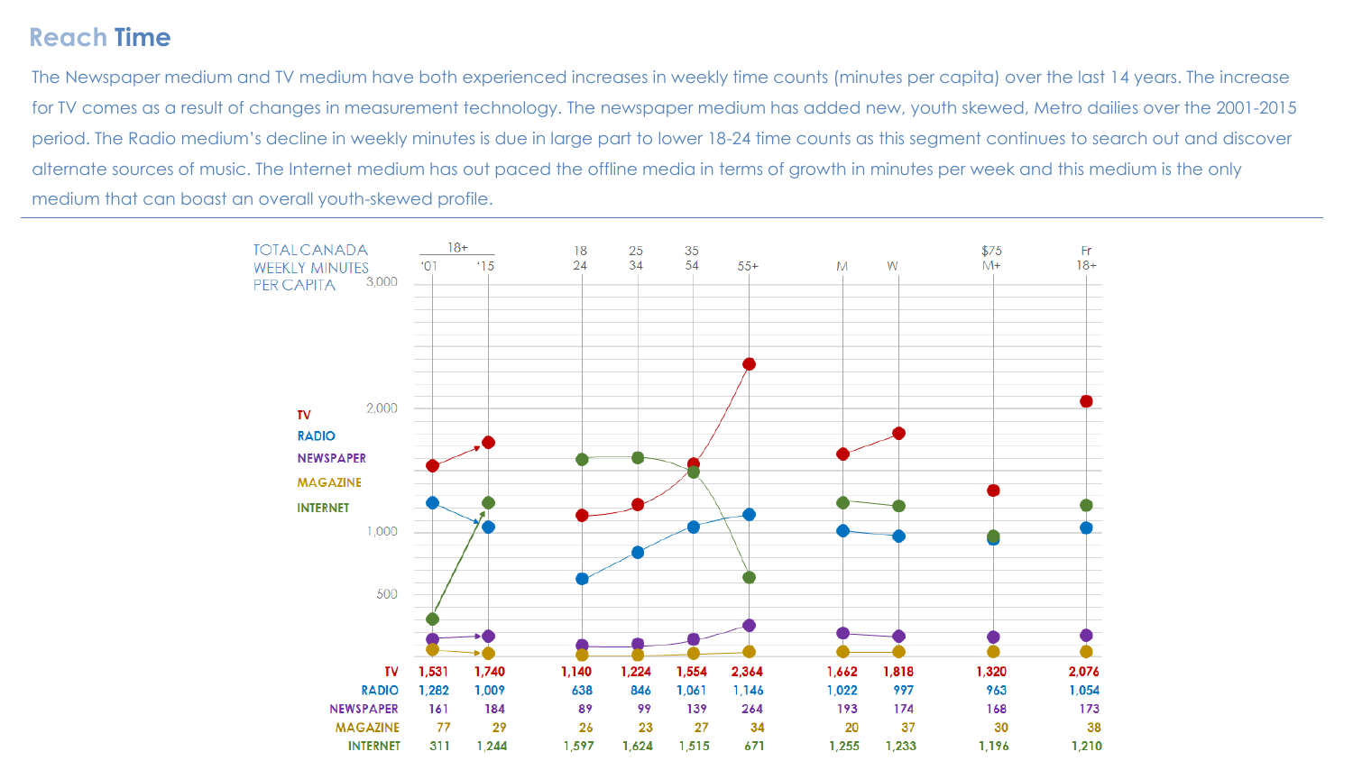## Reach Time

The Newspaper medium and TV medium have both experienced increases in weekly time counts (minutes per capita) over the last 14 years. The increase for TV comes as a result of changes in measurement technology. The newspaper medium has added new, youth skewed, Metro dailies over the 2001-2015 period. The Radio medium's decline in weekly minutes is due in large part to lower 18-24 time counts as this segment continues to search out and discover alternate sources of music. The Internet medium has out paced the offline media in terms of growth in minutes per week and this medium is the only medium that can boast an overall youth-skewed profile.

TOTAL CANADA WEEKLY MINUTES PER CAPITA

| | 18+ '01 | 18+ '15 | 18-24 | 25-34 | 35-54 | 55+ | M | W | $75 M+ | Fr 18+ |
|---|---|---|---|---|---|---|---|---|---|---|
| TV | 1,531 | 1,740 | 1,140 | 1,224 | 1,554 | 2,364 | 1,662 | 1,818 | 1,320 | 2,076 |
| RADIO | 1,282 | 1,009 | 638 | 846 | 1,061 | 1,146 | 1,022 | 997 | 963 | 1,054 |
| NEWSPAPER | 161 | 184 | 89 | 99 | 139 | 264 | 193 | 174 | 168 | 173 |
| MAGAZINE | 77 | 29 | 26 | 23 | 27 | 34 | 20 | 37 | 30 | 38 |
| INTERNET | 311 | 1,244 | 1,597 | 1,624 | 1,515 | 671 | 1,255 | 1,233 | 1,196 | 1,210 |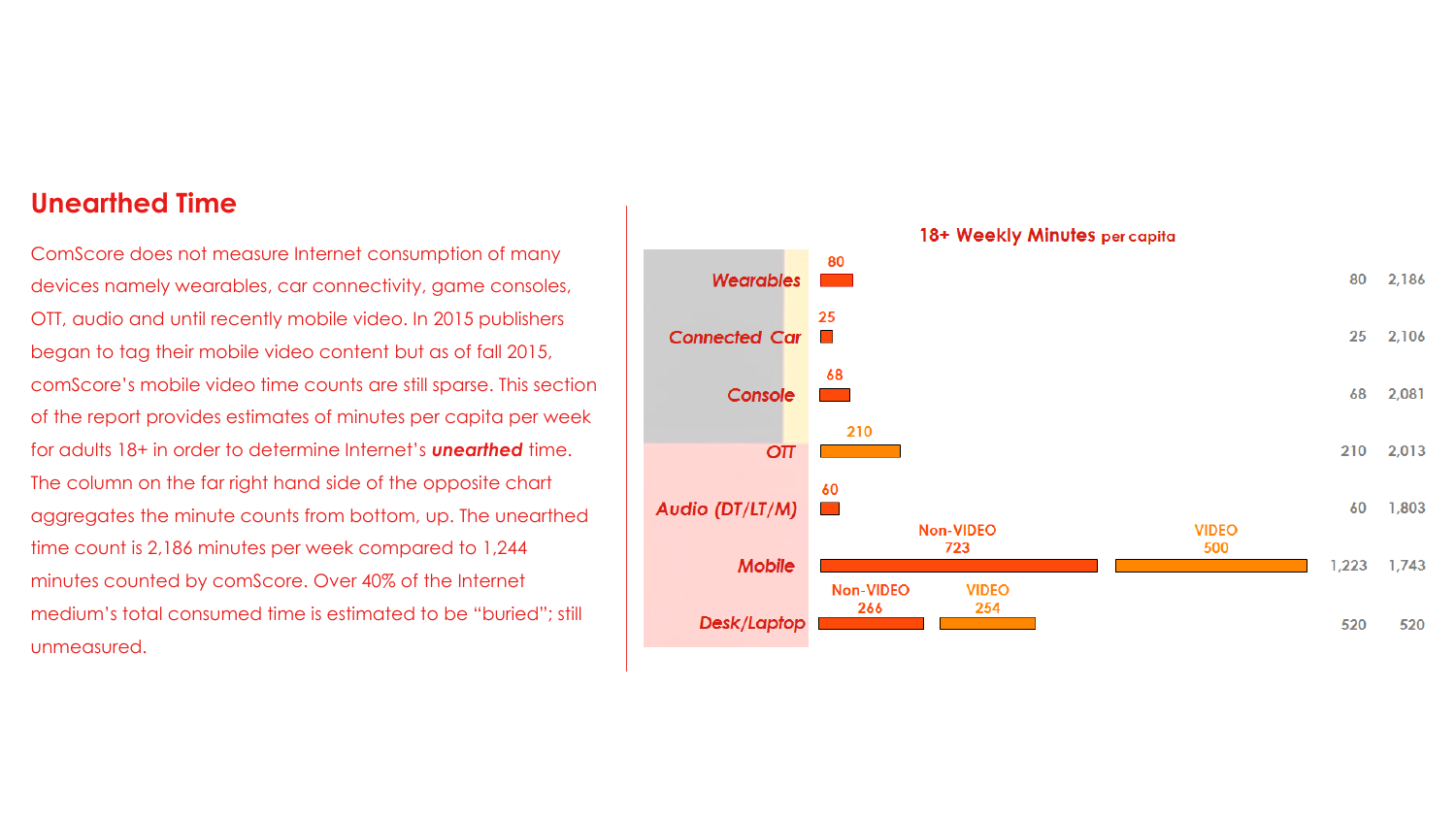## Unearthed Time

ComScore does not measure Internet consumption of many devices namely wearables, car connectivity, game consoles, OTT, audio and until recently mobile video. In 2015 publishers began to tag their mobile video content but as of fall 2015, comScore's mobile video time counts are still sparse. This section of the report provides estimates of minutes per capita per week for adults 18+ in order to determine Internet's ***unearthed*** time. The column on the far right hand side of the opposite chart aggregates the minute counts from bottom, up. The unearthed time count is 2,186 minutes per week compared to 1,244 minutes counted by comScore. Over 40% of the Internet medium's total consumed time is estimated to be "buried"; still unmeasured.

**18+ Weekly Minutes** per capita

| Device | Non-VIDEO | VIDEO | Total | Cumulative |
|---|---|---|---|---|
| *Wearables* | 80 | | 80 | 2,186 |
| *Connected Car* | 25 | | 25 | 2,106 |
| *Console* | 68 | | 68 | 2,081 |
| *OTT* | | 210 | 210 | 2,013 |
| *Audio (DT/LT/M)* | 60 | | 60 | 1,803 |
| *Mobile* | 723 | 500 | 1,223 | 1,743 |
| *Desk/Laptop* | 266 | 254 | 520 | 520 |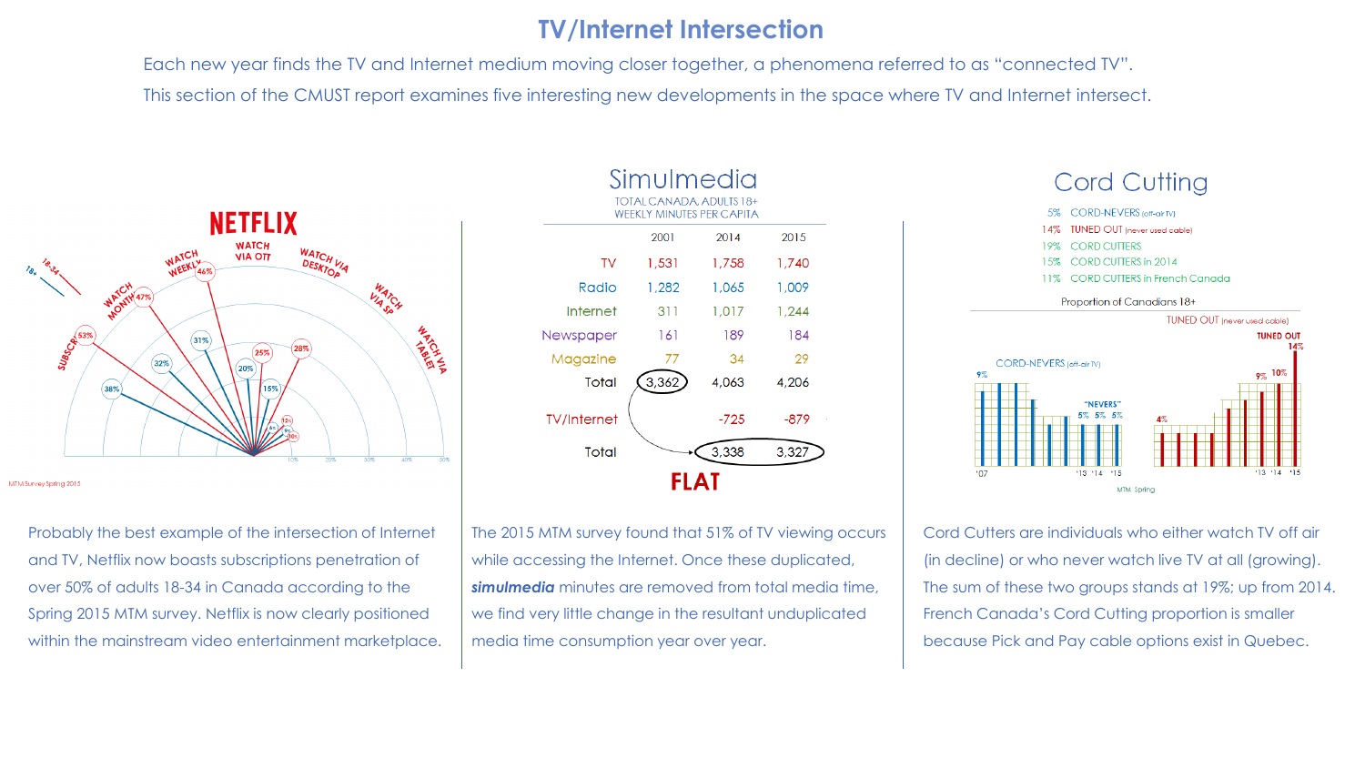# TV/Internet Intersection

Each new year finds the TV and Internet medium moving closer together, a phenomena referred to as "connected TV".
This section of the CMUST report examines five interesting new developments in the space where TV and Internet intersect.

## NETFLIX

Probably the best example of the intersection of Internet and TV, Netflix now boasts subscriptions penetration of over 50% of adults 18-34 in Canada according to the Spring 2015 MTM survey. Netflix is now clearly positioned within the mainstream video entertainment marketplace.

## Simulmedia

TOTAL CANADA, ADULTS 18+
WEEKLY MINUTES PER CAPITA

| | 2001 | 2014 | 2015 |
|---|---|---|---|
| TV | 1,531 | 1,758 | 1,740 |
| Radio | 1,282 | 1,065 | 1,009 |
| Internet | 311 | 1,017 | 1,244 |
| Newspaper | 161 | 189 | 184 |
| Magazine | 77 | 34 | 29 |
| Total | 3,362 | 4,063 | 4,206 |
| TV/Internet | | -725 | -879 |
| Total | | 3,338 | 3,327 |

FLAT

The 2015 MTM survey found that 51% of TV viewing occurs while accessing the Internet. Once these duplicated, ***simulmedia*** minutes are removed from total media time, we find very little change in the resultant unduplicated media time consumption year over year.

## Cord Cutting

- 5% CORD-NEVERS (off-air TV)
- 14% TUNED OUT (never used cable)
- 19% CORD CUTTERS
- 15% CORD CUTTERS in 2014
- 11% CORD CUTTERS in French Canada

Cord Cutters are individuals who either watch TV off air (in decline) or who never watch live TV at all (growing). The sum of these two groups stands at 19%; up from 2014. French Canada's Cord Cutting proportion is smaller because Pick and Pay cable options exist in Quebec.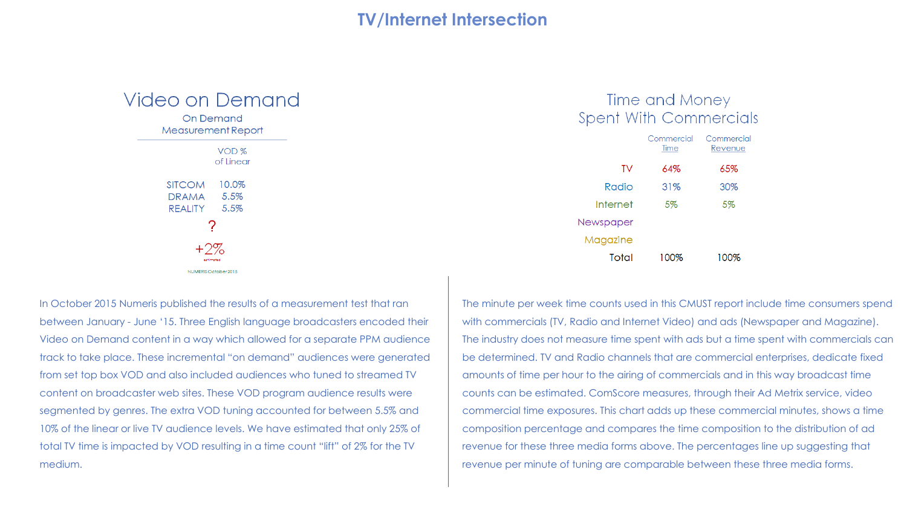# TV/Internet Intersection

## Video on Demand

On Demand
Measurement Report

| | VOD % of Linear |
|---|---|
| SITCOM | 10.0% |
| DRAMA | 5.5% |
| REALITY | 5.5% |

?

+2%
estimated

NUMERIS October 2015

In October 2015 Numeris published the results of a measurement test that ran between January - June '15. Three English language broadcasters encoded their Video on Demand content in a way which allowed for a separate PPM audience track to take place. These incremental "on demand" audiences were generated from set top box VOD and also included audiences who tuned to streamed TV content on broadcaster web sites. These VOD program audience results were segmented by genres. The extra VOD tuning accounted for between 5.5% and 10% of the linear or live TV audience levels. We have estimated that only 25% of total TV time is impacted by VOD resulting in a time count "lift" of 2% for the TV medium.

## Time and Money Spent With Commercials

| | Commercial Time | Commercial Revenue |
|---|---|---|
| TV | 64% | 65% |
| Radio | 31% | 30% |
| Internet | 5% | 5% |
| Newspaper | | |
| Magazine | | |
| Total | 100% | 100% |

The minute per week time counts used in this CMUST report include time consumers spend with commercials (TV, Radio and Internet Video) and ads (Newspaper and Magazine). The industry does not measure time spent with ads but a time spent with commercials can be determined. TV and Radio channels that are commercial enterprises, dedicate fixed amounts of time per hour to the airing of commercials and in this way broadcast time counts can be estimated. ComScore measures, through their Ad Metrix service, video commercial time exposures. This chart adds up these commercial minutes, shows a time composition percentage and compares the time composition to the distribution of ad revenue for these three media forms above. The percentages line up suggesting that revenue per minute of tuning are comparable between these three media forms.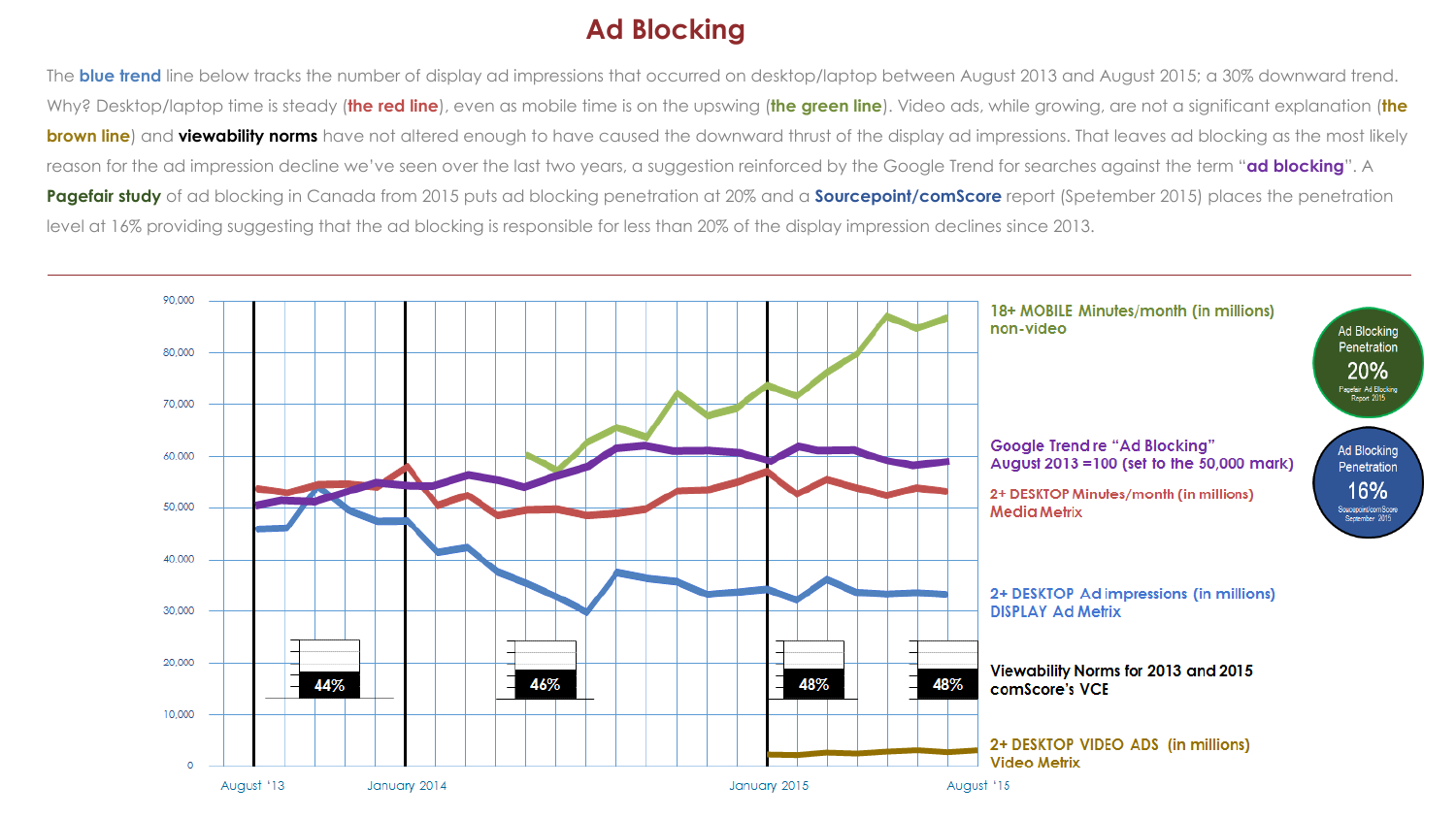# Ad Blocking

The **blue trend** line below tracks the number of display ad impressions that occurred on desktop/laptop between August 2013 and August 2015; a 30% downward trend. Why? Desktop/laptop time is steady (**the red line**), even as mobile time is on the upswing (**the green line**). Video ads, while growing, are not a significant explanation (**the brown line**) and **viewability norms** have not altered enough to have caused the downward thrust of the display ad impressions. That leaves ad blocking as the most likely reason for the ad impression decline we've seen over the last two years, a suggestion reinforced by the Google Trend for searches against the term "**ad blocking**". A **Pagefair study** of ad blocking in Canada from 2015 puts ad blocking penetration at 20% and a **Sourcepoint/comScore** report (Spetember 2015) places the penetration level at 16% providing suggesting that the ad blocking is responsible for less than 20% of the display impression declines since 2013.

---

90,000
80,000
70,000
60,000
50,000
40,000
30,000
20,000
10,000
0

August '13 — January 2014 — January 2015 — August '15

44% — 46% — 48% — 48%

18+ MOBILE Minutes/month (in millions) non-video

Google Trend re "Ad Blocking" August 2013 =100 (set to the 50,000 mark)

2+ DESKTOP Minutes/month (in millions) Media Metrix

2+ DESKTOP Ad impressions (in millions) DISPLAY Ad Metrix

Viewability Norms for 2013 and 2015 comScore's VCE

2+ DESKTOP VIDEO ADS (in millions) Video Metrix

Ad Blocking Penetration 20% Pagefair Ad Blocking Report 2015

Ad Blocking Penetration 16% Sourcepoint/comScore September 2015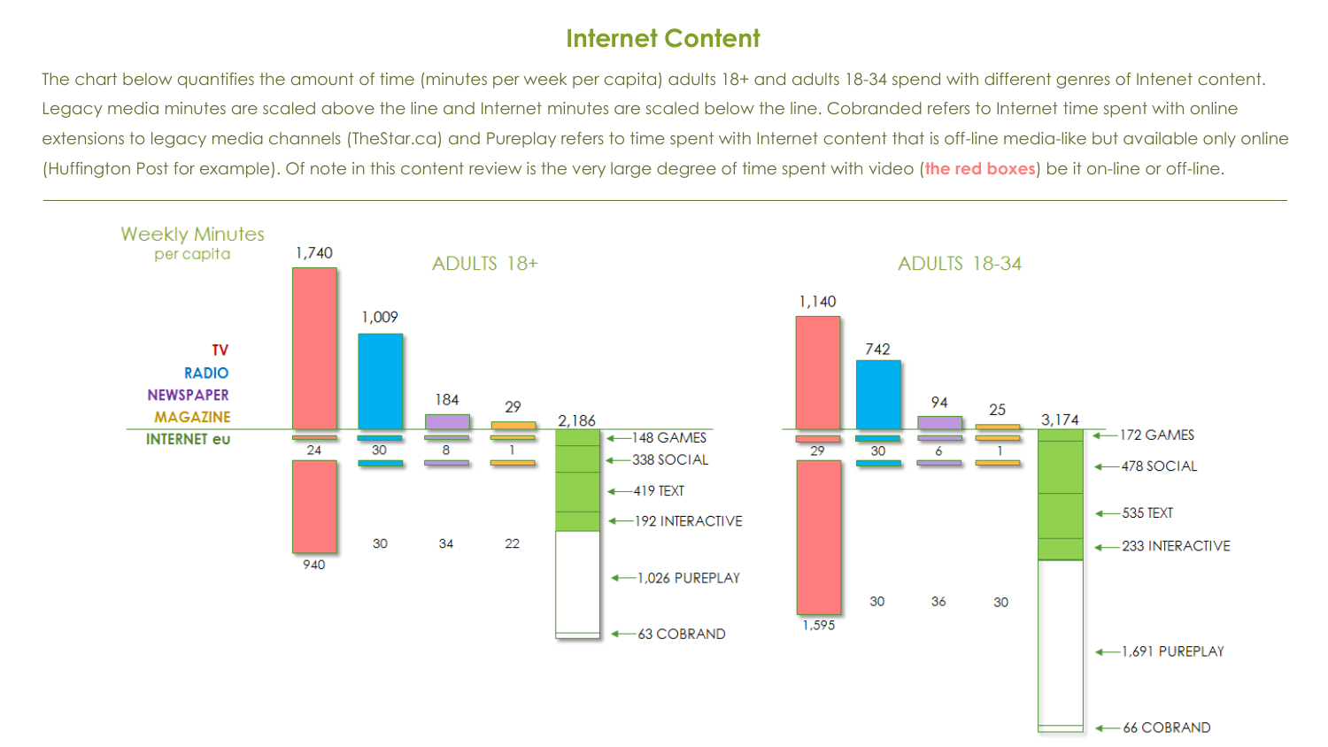## Internet Content

The chart below quantifies the amount of time (minutes per week per capita) adults 18+ and adults 18-34 spend with different genres of Intenet content. Legacy media minutes are scaled above the line and Internet minutes are scaled below the line. Cobranded refers to Internet time spent with online extensions to legacy media channels (TheStar.ca) and Pureplay refers to time spent with Internet content that is off-line media-like but available only online (Huffington Post for example). Of note in this content review is the very large degree of time spent with video (**the red boxes**) be it on-line or off-line.

Weekly Minutes per capita

**ADULTS 18+**

| | TV | RADIO | NEWSPAPER | MAGAZINE | INTERNET |
|---|---|---|---|---|---|
| Legacy media | 1,740 | 1,009 | 184 | 29 | 2,186 |
| INTERNET eu | 24 | 30 | 8 | 1 | |
| Internet | 940 | 30 | 34 | 22 | |

Internet breakdown (Adults 18+): 148 GAMES, 338 SOCIAL, 419 TEXT, 192 INTERACTIVE, 1,026 PUREPLAY, 63 COBRAND

**ADULTS 18-34**

| | TV | RADIO | NEWSPAPER | MAGAZINE | INTERNET |
|---|---|---|---|---|---|
| Legacy media | 1,140 | 742 | 94 | 25 | 3,174 |
| INTERNET eu | 29 | 30 | 6 | 1 | |
| Internet | 1,595 | 30 | 36 | 30 | |

Internet breakdown (Adults 18-34): 172 GAMES, 478 SOCIAL, 535 TEXT, 233 INTERACTIVE, 1,691 PUREPLAY, 66 COBRAND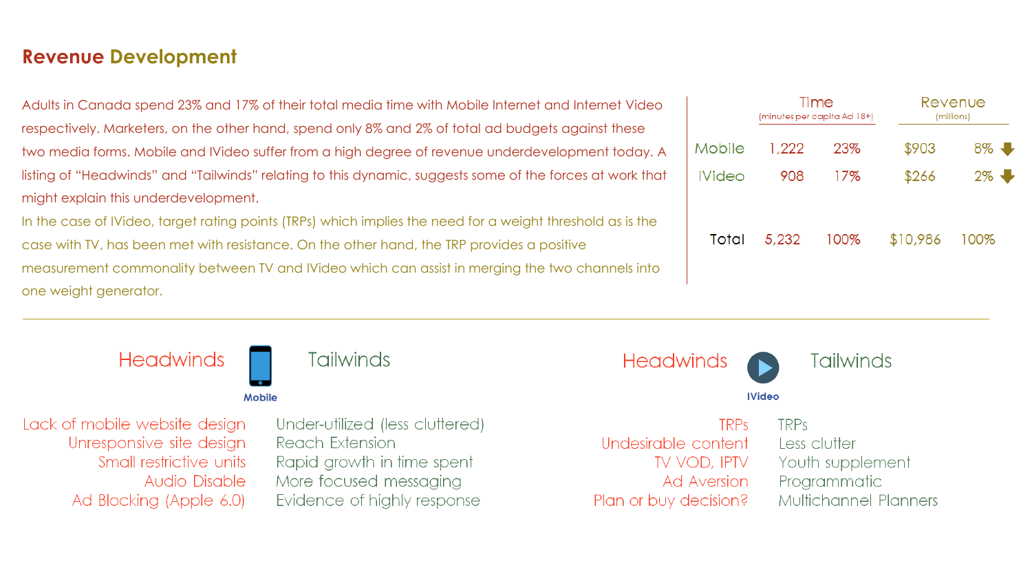## Revenue Development

Adults in Canada spend 23% and 17% of their total media time with Mobile Internet and Internet Video respectively. Marketers, on the other hand, spend only 8% and 2% of total ad budgets against these two media forms. Mobile and IVideo suffer from a high degree of revenue underdevelopment today. A listing of "Headwinds" and "Tailwinds" relating to this dynamic, suggests some of the forces at work that might explain this underdevelopment.

In the case of IVideo, target rating points (TRPs) which implies the need for a weight threshold as is the case with TV, has been met with resistance. On the other hand, the TRP provides a positive measurement commonality between TV and IVideo which can assist in merging the two channels into one weight generator.

| | Time (minutes per capita Ad 18+) | | Revenue (millions) | |
|---|---|---|---|---|
| Mobile | 1,222 | 23% | $903 | 8% ↓ |
| IVideo | 908 | 17% | $266 | 2% ↓ |
| Total | 5,232 | 100% | $10,986 | 100% |

### Mobile

| Headwinds | Tailwinds |
|---|---|
| Lack of mobile website design | Under-utilized (less cluttered) |
| Unresponsive site design | Reach Extension |
| Small restrictive units | Rapid growth in time spent |
| Audio Disable | More focused messaging |
| Ad Blocking (Apple 6.0) | Evidence of highly response |

### IVideo

| Headwinds | Tailwinds |
|---|---|
| TRPs | TRPs |
| Undesirable content | Less clutter |
| TV VOD, IPTV | Youth supplement |
| Ad Aversion | Programmatic |
| Plan or buy decision? | Multichannel Planners |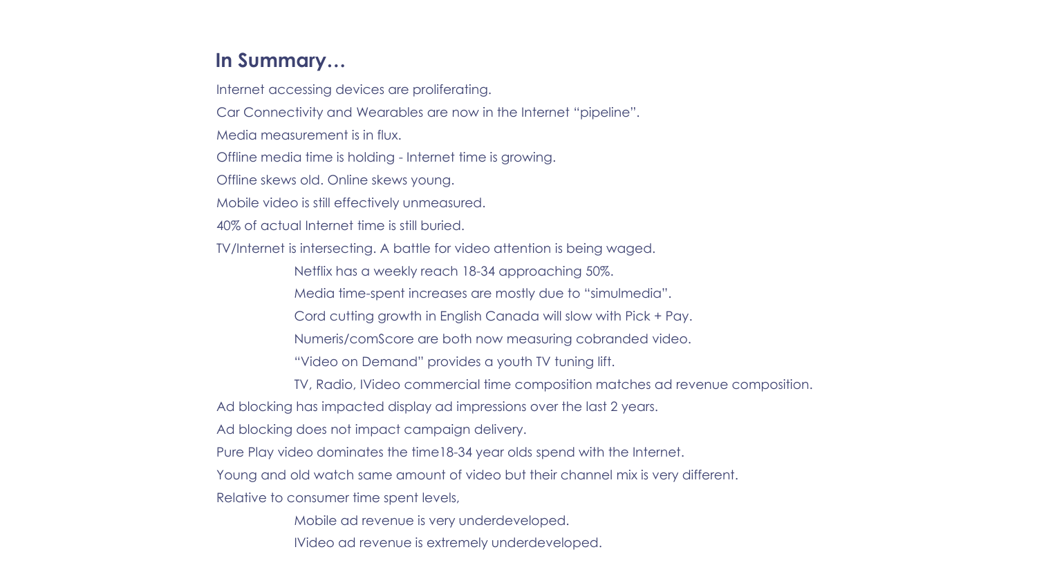## In Summary…

Internet accessing devices are proliferating.

Car Connectivity and Wearables are now in the Internet "pipeline".

Media measurement is in flux.

Offline media time is holding - Internet time is growing.

Offline skews old. Online skews young.

Mobile video is still effectively unmeasured.

40% of actual Internet time is still buried.

TV/Internet is intersecting. A battle for video attention is being waged.

- Netflix has a weekly reach 18-34 approaching 50%.
- Media time-spent increases are mostly due to "simulmedia".
- Cord cutting growth in English Canada will slow with Pick + Pay.
- Numeris/comScore are both now measuring cobranded video.
- "Video on Demand" provides a youth TV tuning lift.
- TV, Radio, IVideo commercial time composition matches ad revenue composition.

Ad blocking has impacted display ad impressions over the last 2 years.

Ad blocking does not impact campaign delivery.

Pure Play video dominates the time18-34 year olds spend with the Internet.

Young and old watch same amount of video but their channel mix is very different.

Relative to consumer time spent levels,

- Mobile ad revenue is very underdeveloped.
- IVideo ad revenue is extremely underdeveloped.